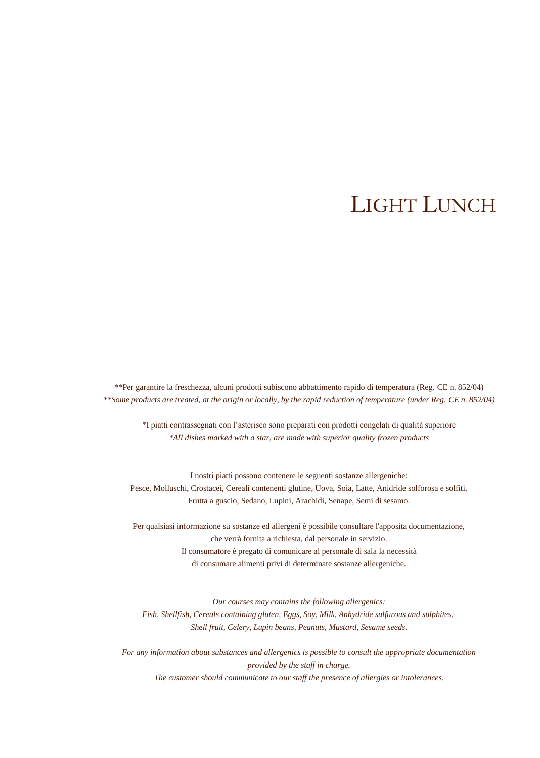# LIGHT LUNCH

**Per garantire la freschezza, alcuni prodotti subiscono abbattimento rapido di temperatura (Reg. CE n. 852/04)
*\*\*Some products are treated, at the origin or locally, by the rapid reduction of temperature (under Reg. CE n. 852/04)*

*I piatti contrassegnati con l'asterisco sono preparati con prodotti congelati di qualità superiore
*\*All dishes marked with a star, are made with superior quality frozen products*

I nostri piatti possono contenere le seguenti sostanze allergeniche:
Pesce, Molluschi, Crostacei, Cereali contenenti glutine, Uova, Soia, Latte, Anidride solforosa e solfiti,
Frutta a guscio, Sedano, Lupini, Arachidi, Senape, Semi di sesamo.

Per qualsiasi informazione su sostanze ed allergeni è possibile consultare l'apposita documentazione,
che verrà fornita a richiesta, dal personale in servizio.
Il consumatore è pregato di comunicare al personale di sala la necessità
di consumare alimenti privi di determinate sostanze allergeniche.

*Our courses may contains the following allergenics:*
*Fish, Shellfish, Cereals containing gluten, Eggs, Soy, Milk, Anhydride sulfurous and sulphites,*
*Shell fruit, Celery, Lupin beans, Peanuts, Mustard, Sesame seeds.*

*For any information about substances and allergenics is possible to consult the appropriate documentation*
*provided by the staff in charge.*
*The customer should communicate to our staff the presence of allergies or intolerances.*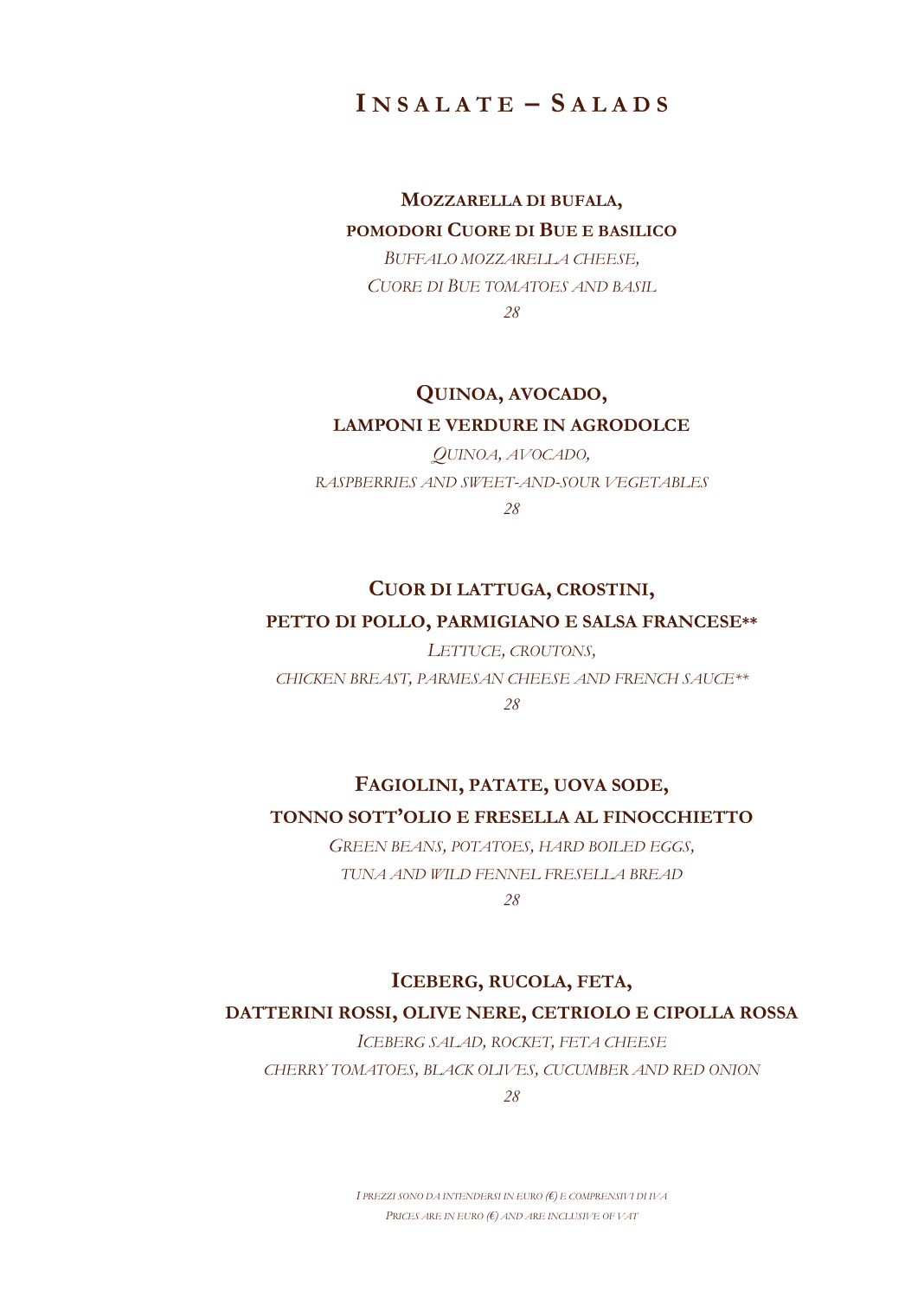# INSALATE – SALADS

**MOZZARELLA DI BUFALA,**
**POMODORI CUORE DI BUE E BASILICO**

*BUFFALO MOZZARELLA CHEESE,*
*CUORE DI BUE TOMATOES AND BASIL*

*28*

**QUINOA, AVOCADO,**
**LAMPONI E VERDURE IN AGRODOLCE**

*QUINOA, AVOCADO,*
*RASPBERRIES AND SWEET-AND-SOUR VEGETABLES*

*28*

**CUOR DI LATTUGA, CROSTINI,**
**PETTO DI POLLO, PARMIGIANO E SALSA FRANCESE**\*\***

*LETTUCE, CROUTONS,*
*CHICKEN BREAST, PARMESAN CHEESE AND FRENCH SAUCE**

*28*

**FAGIOLINI, PATATE, UOVA SODE,**
**TONNO SOTT'OLIO E FRESELLA AL FINOCCHIETTO**

*GREEN BEANS, POTATOES, HARD BOILED EGGS,*
*TUNA AND WILD FENNEL FRESELLA BREAD*

*28*

**ICEBERG, RUCOLA, FETA,**
**DATTERINI ROSSI, OLIVE NERE, CETRIOLO E CIPOLLA ROSSA**

*ICEBERG SALAD, ROCKET, FETA CHEESE*
*CHERRY TOMATOES, BLACK OLIVES, CUCUMBER AND RED ONION*

*28*

*I PREZZI SONO DA INTENDERSI IN EURO (€) E COMPRENSIVI DI IVA*
*PRICES ARE IN EURO (€) AND ARE INCLUSIVE OF VAT*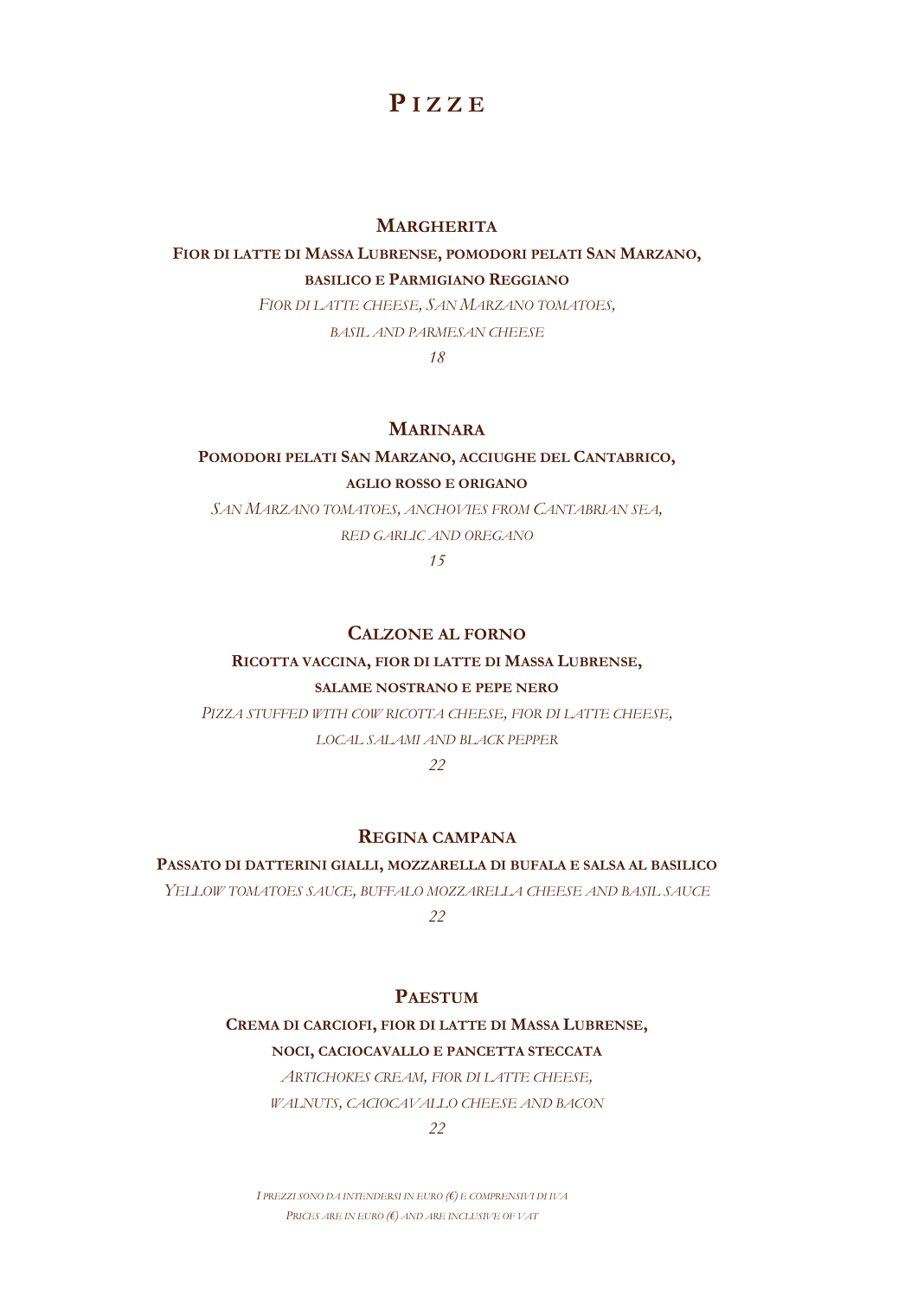# Pizze

## Margherita

**Fior di latte di Massa Lubrense, pomodori pelati San Marzano, basilico e Parmigiano Reggiano**

*Fior di latte cheese, San Marzano tomatoes, basil and parmesan cheese*

*18*

## Marinara

**Pomodori pelati San Marzano, acciughe del Cantabrico, aglio rosso e origano**

*San Marzano tomatoes, anchovies from Cantabrian sea, red garlic and oregano*

*15*

## Calzone al forno

**Ricotta vaccina, fior di latte di Massa Lubrense, salame nostrano e pepe nero**

*Pizza stuffed with cow ricotta cheese, fior di latte cheese, local salami and black pepper*

*22*

## Regina campana

**Passato di datterini gialli, mozzarella di bufala e salsa al basilico**

*Yellow tomatoes sauce, buffalo mozzarella cheese and basil sauce*

*22*

## Paestum

**Crema di carciofi, fior di latte di Massa Lubrense, noci, caciocavallo e pancetta steccata**

*Artichokes cream, fior di latte cheese, walnuts, caciocavallo cheese and bacon*

*22*

*I prezzi sono da intendersi in euro (€) e comprensivi di IVA*
*Prices are in euro (€) and are inclusive of VAT*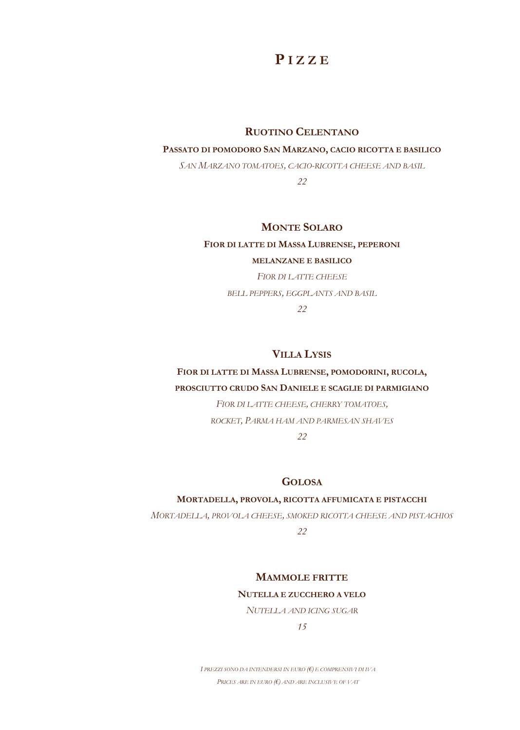# Pizze

## Ruotino Celentano

**Passato di pomodoro San Marzano, cacio ricotta e basilico**

*San Marzano tomatoes, cacio-ricotta cheese and basil*

*22*

## Monte Solaro

**Fior di latte di Massa Lubrense, peperoni**

**melanzane e basilico**

*Fior di latte cheese*

*bell peppers, eggplants and basil*

*22*

## Villa Lysis

**Fior di latte di Massa Lubrense, pomodorini, rucola,**

**prosciutto crudo San Daniele e scaglie di parmigiano**

*Fior di latte cheese, cherry tomatoes,*

*rocket, Parma ham and parmesan shaves*

*22*

## Golosa

**Mortadella, provola, ricotta affumicata e pistacchi**

*Mortadella, provola cheese, smoked ricotta cheese and pistachios*

*22*

## Mammole fritte

**Nutella e zucchero a velo**

*Nutella and icing sugar*

*15*

*I prezzi sono da intendersi in euro (€) e comprensivi di IVA*

*Prices are in euro (€) and are inclusive of VAT*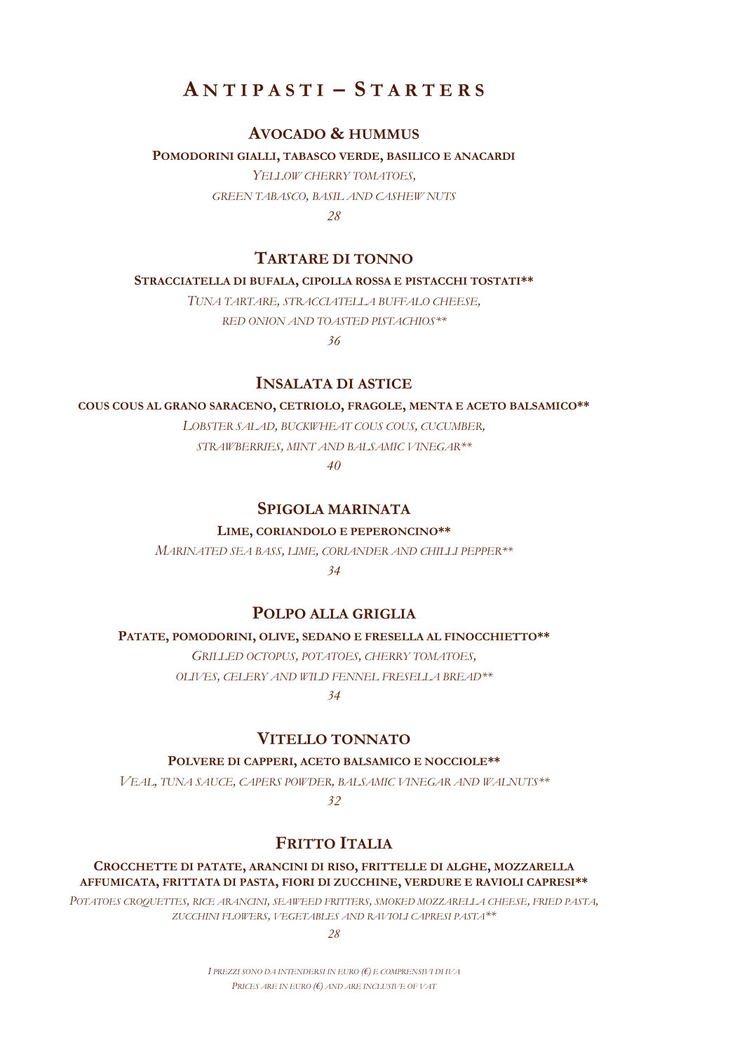# ANTIPASTI – STARTERS

## AVOCADO & HUMMUS

**POMODORINI GIALLI, TABASCO VERDE, BASILICO E ANACARDI**

*YELLOW CHERRY TOMATOES,*
*GREEN TABASCO, BASIL AND CASHEW NUTS*

*28*

## TARTARE DI TONNO

**STRACCIATELLA DI BUFALA, CIPOLLA ROSSA E PISTACCHI TOSTATI****

*TUNA TARTARE, STRACCIATELLA BUFFALO CHEESE,*
*RED ONION AND TOASTED PISTACHIOS***

*36*

## INSALATA DI ASTICE

**COUS COUS AL GRANO SARACENO, CETRIOLO, FRAGOLE, MENTA E ACETO BALSAMICO****

*LOBSTER SALAD, BUCKWHEAT COUS COUS, CUCUMBER,*
*STRAWBERRIES, MINT AND BALSAMIC VINEGAR***

*40*

## SPIGOLA MARINATA

**LIME, CORIANDOLO E PEPERONCINO****

*MARINATED SEA BASS, LIME, CORIANDER AND CHILLI PEPPER***

*34*

## POLPO ALLA GRIGLIA

**PATATE, POMODORINI, OLIVE, SEDANO E FRESELLA AL FINOCCHIETTO****

*GRILLED OCTOPUS, POTATOES, CHERRY TOMATOES,*
*OLIVES, CELERY AND WILD FENNEL FRESELLA BREAD***

*34*

## VITELLO TONNATO

**POLVERE DI CAPPERI, ACETO BALSAMICO E NOCCIOLE****

*VEAL, TUNA SAUCE, CAPERS POWDER, BALSAMIC VINEGAR AND WALNUTS***

*32*

## FRITTO ITALIA

**CROCCHETTE DI PATATE, ARANCINI DI RISO, FRITTELLE DI ALGHE, MOZZARELLA AFFUMICATA, FRITTATA DI PASTA, FIORI DI ZUCCHINE, VERDURE E RAVIOLI CAPRESI****

*POTATOES CROQUETTES, RICE ARANCINI, SEAWEED FRITTERS, SMOKED MOZZARELLA CHEESE, FRIED PASTA, ZUCCHINI FLOWERS, VEGETABLES AND RAVIOLI CAPRESI PASTA***

*28*

*I PREZZI SONO DA INTENDERSI IN EURO (€) E COMPRENSIVI DI IVA*
*PRICES ARE IN EURO (€) AND ARE INCLUSIVE OF VAT*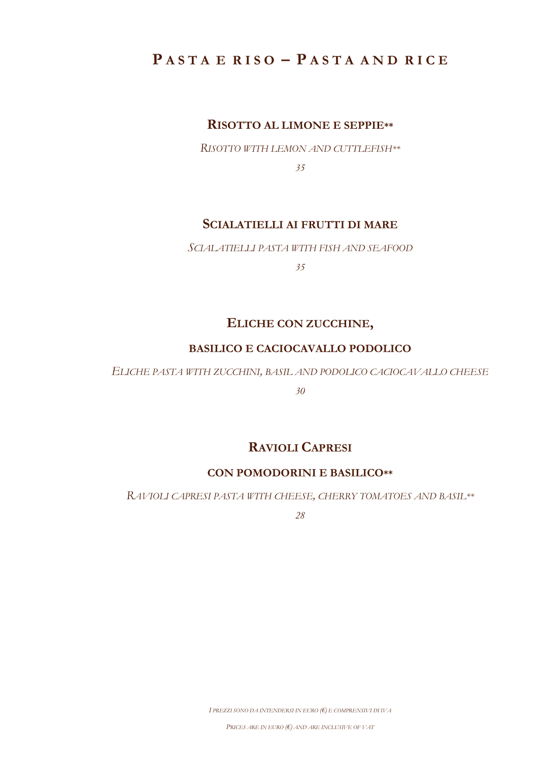# Pasta e riso – Pasta and rice

### Risotto al limone e seppie**

*Risotto with lemon and cuttlefish***

*35*

### Scialatielli ai frutti di mare

*Scialatielli pasta with fish and seafood*

*35*

### Eliche con zucchine, basilico e caciocavallo podolico

*Eliche pasta with zucchini, basil and podolico caciocavallo cheese*

*30*

### Ravioli Capresi con pomodorini e basilico**

*Ravioli capresi pasta with cheese, cherry tomatoes and basil***

*28*

*I prezzi sono da intendersi in euro (€) e comprensivi di IVA*

*Prices are in euro (€) and are inclusive of VAT*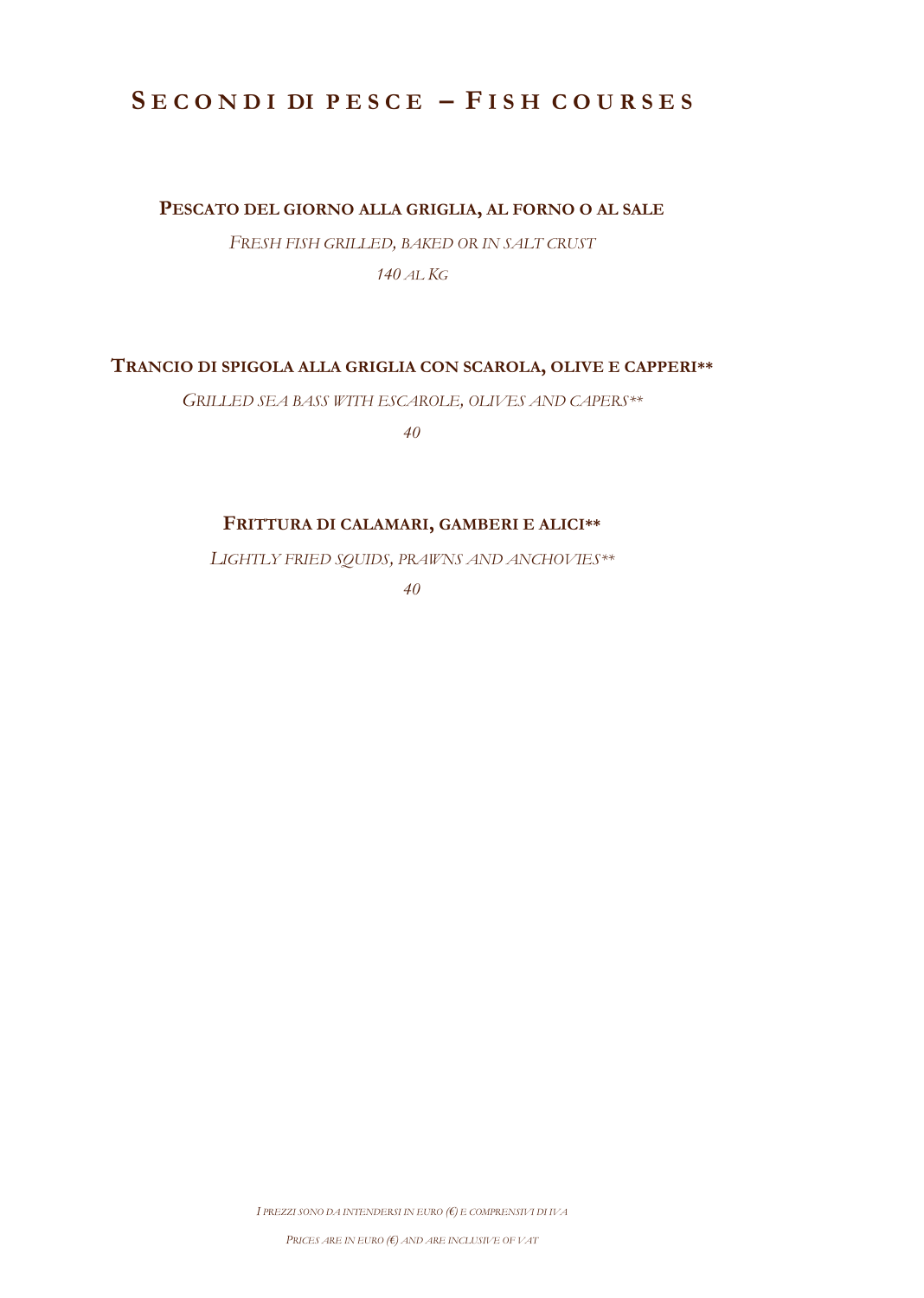# SECONDI DI PESCE – FISH COURSES

**PESCATO DEL GIORNO ALLA GRIGLIA, AL FORNO O AL SALE**

*FRESH FISH GRILLED, BAKED OR IN SALT CRUST*

*140 AL KG*

**TRANCIO DI SPIGOLA ALLA GRIGLIA CON SCAROLA, OLIVE E CAPPERI**\*\*

*GRILLED SEA BASS WITH ESCAROLE, OLIVES AND CAPERS\*\**

*40*

**FRITTURA DI CALAMARI, GAMBERI E ALICI**\*\*

*LIGHTLY FRIED SQUIDS, PRAWNS AND ANCHOVIES\*\**

*40*

*I PREZZI SONO DA INTENDERSI IN EURO (€) E COMPRENSIVI DI IVA*

*PRICES ARE IN EURO (€) AND ARE INCLUSIVE OF VAT*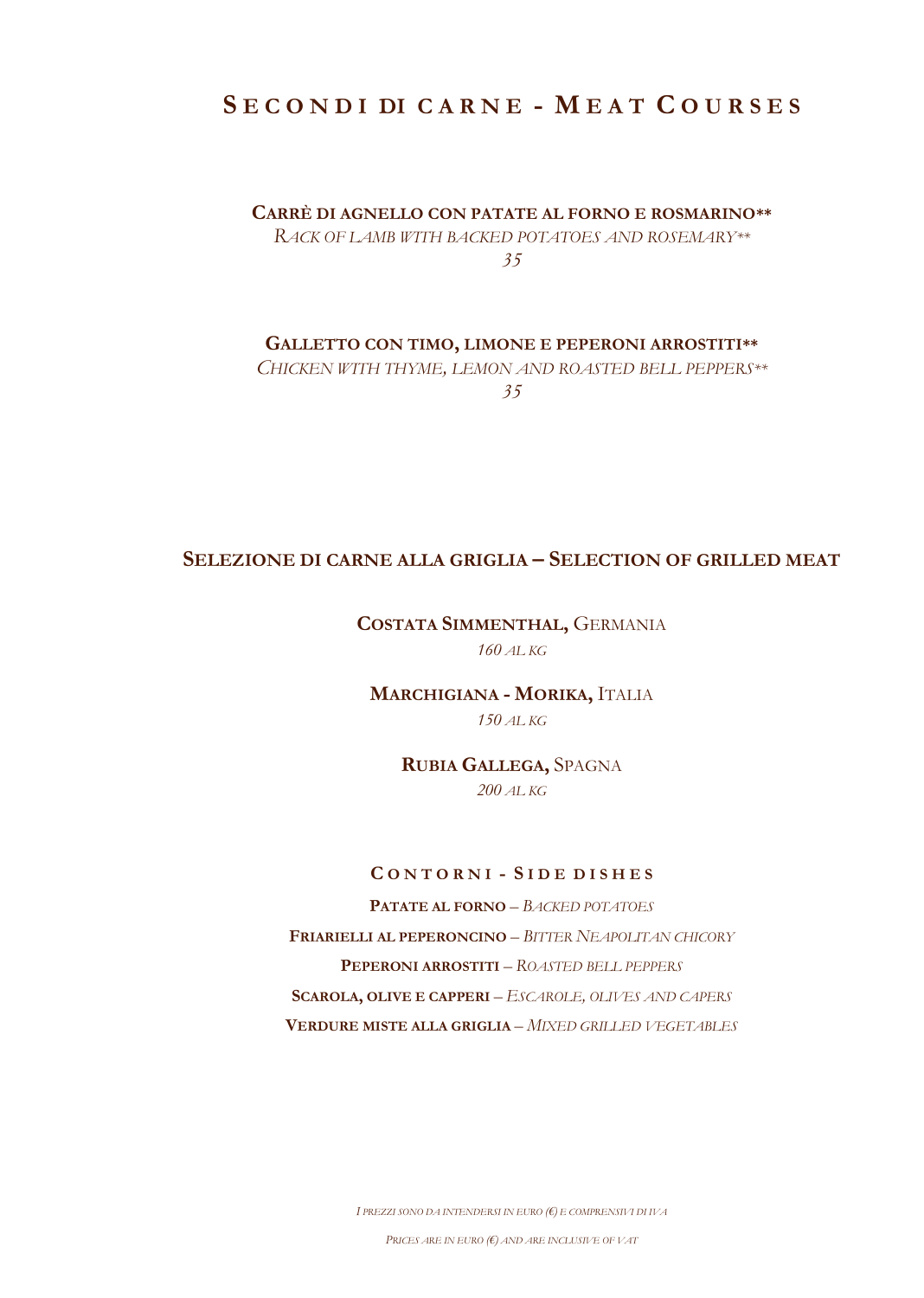# Secondi di carne - Meat Courses

**Carrè di agnello con patate al forno e rosmarino****
*Rack of lamb with backed potatoes and rosemary***
*35*

**Galletto con timo, limone e peperoni arrostiti****
*Chicken with thyme, lemon and roasted bell peppers***
*35*

## Selezione di carne alla griglia – Selection of grilled meat

**Costata Simmenthal,** Germania
*160 al kg*

**Marchigiana - Morika,** Italia
*150 al kg*

**Rubia Gallega,** Spagna
*200 al kg*

### Contorni - Side dishes

**Patate al forno** – *Backed potatoes*

**Friarielli al peperoncino** – *Bitter Neapolitan chicory*

**Peperoni arrostiti** – *Roasted bell peppers*

**Scarola, olive e capperi** – *Escarole, olives and capers*

**Verdure miste alla griglia** – *Mixed grilled vegetables*

*I prezzi sono da intendersi in euro (€) e comprensivi di IVA*

*Prices are in euro (€) and are inclusive of VAT*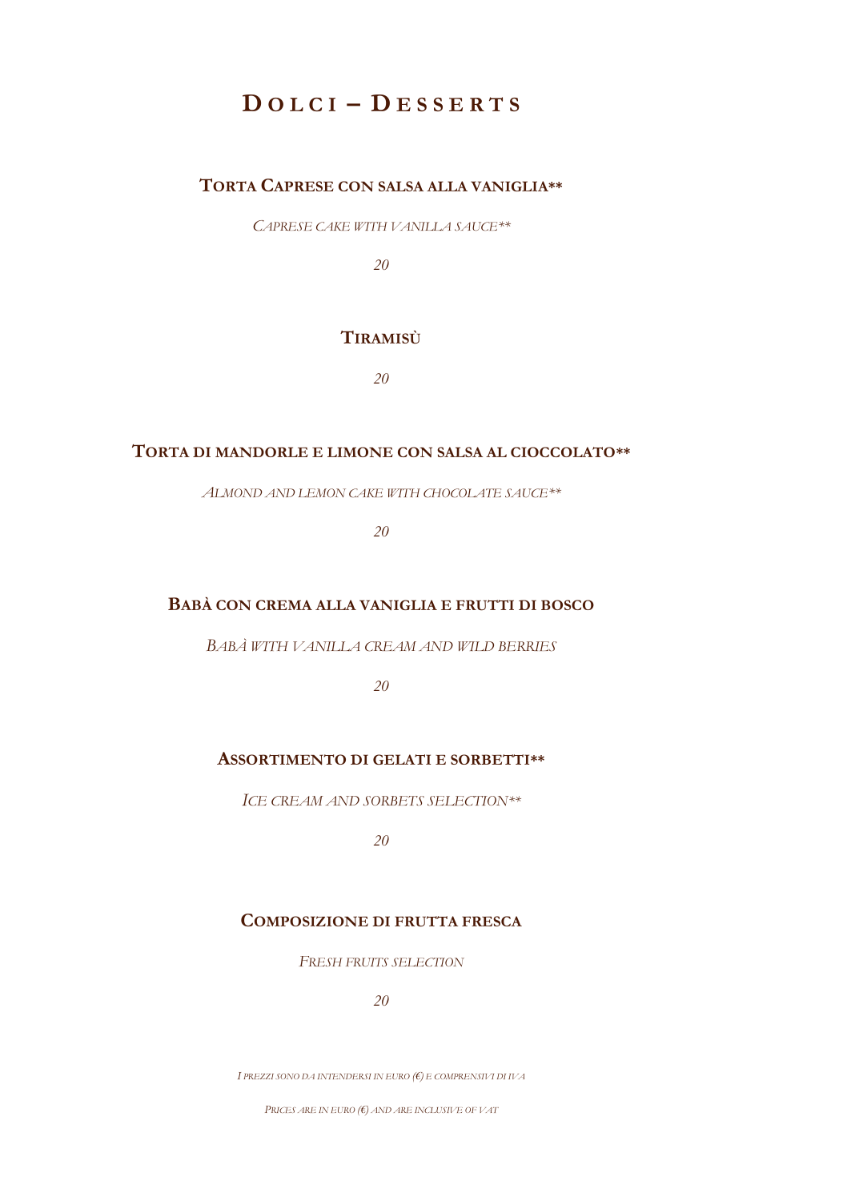# Dolci – Desserts

### Torta Caprese con salsa alla vaniglia**

*Caprese cake with vanilla sauce***

*20*

### Tiramisù

*20*

### Torta di mandorle e limone con salsa al cioccolato**

*Almond and lemon cake with chocolate sauce***

*20*

### Babà con crema alla vaniglia e frutti di bosco

*Babà with vanilla cream and wild berries*

*20*

### Assortimento di gelati e sorbetti**

*Ice cream and sorbets selection***

*20*

### Composizione di frutta fresca

*Fresh fruits selection*

*20*

*I prezzi sono da intendersi in euro (€) e comprensivi di IVA*

*Prices are in euro (€) and are inclusive of VAT*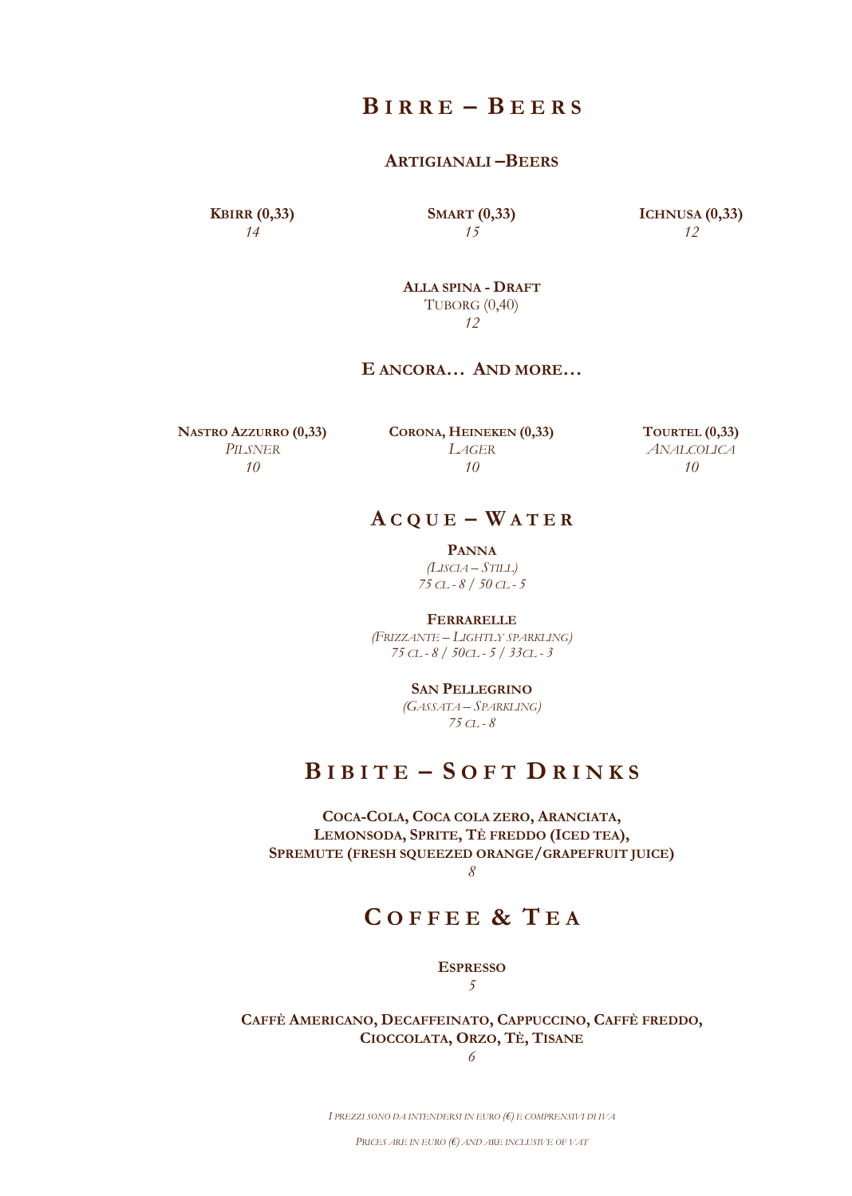# Birre – Beers

## Artigianali – Beers

**Kbirr (0,33)**
*14*

**Smart (0,33)**
*15*

**Ichnusa (0,33)**
*12*

**Alla spina - Draft**
Tuborg (0,40)
*12*

## E ancora… And more…

**Nastro Azzurro (0,33)**
*Pilsner*
*10*

**Corona, Heineken (0,33)**
*Lager*
*10*

**Tourtel (0,33)**
*Analcolica*
*10*

# Acque – Water

**Panna**
*(Liscia – Still)*
*75 cl - 8 / 50 cl - 5*

**Ferrarelle**
*(Frizzante – Lightly sparkling)*
*75 cl - 8 / 50cl - 5 / 33cl - 3*

**San Pellegrino**
*(Gassata – Sparkling)*
*75 cl - 8*

# Bibite – Soft Drinks

**Coca-Cola, Coca cola zero, Aranciata, Lemonsoda, Sprite, Tè freddo (Iced tea), Spremute (fresh squeezed orange/grapefruit juice)**
*8*

# Coffee & Tea

**Espresso**
*5*

**Caffè Americano, Decaffeinato, Cappuccino, Caffè freddo, Cioccolata, Orzo, Tè, Tisane**
*6*

*I prezzi sono da intendersi in euro (€) e comprensivi di IVA*

*Prices are in euro (€) and are inclusive of VAT*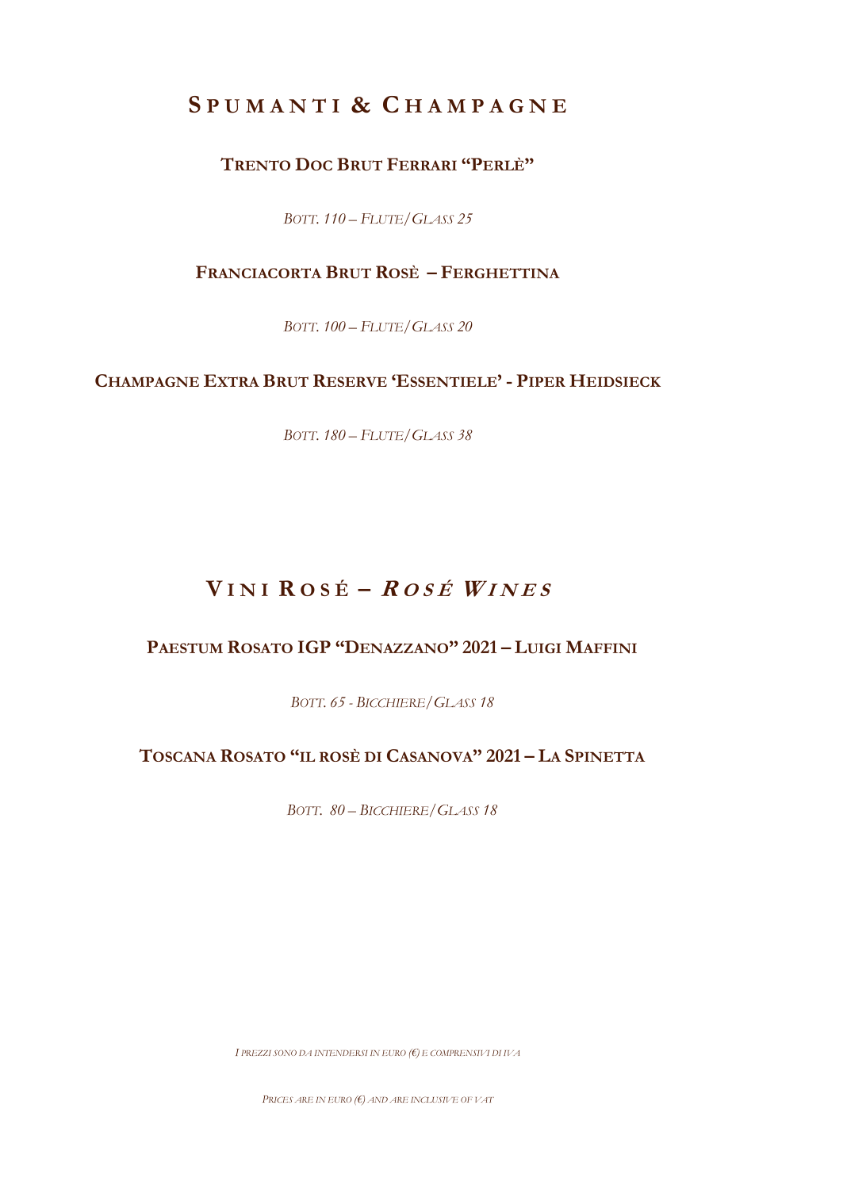# Spumanti & Champagne

### Trento Doc Brut Ferrari "Perlè"

*Bott. 110 – Flute/Glass 25*

### Franciacorta Brut Rosè – Ferghettina

*Bott. 100 – Flute/Glass 20*

### Champagne Extra Brut Reserve 'Essentiele' - Piper Heidsieck

*Bott. 180 – Flute/Glass 38*

# Vini Rosé – *Rosé Wines*

### Paestum Rosato IGP "Denazzano" 2021 – Luigi Maffini

*Bott. 65 - Bicchiere/Glass 18*

### Toscana Rosato "il Rosè di Casanova" 2021 – La Spinetta

*Bott. 80 – Bicchiere/Glass 18*

*I prezzi sono da intendersi in euro (€) e comprensivi di IVA*

*Prices are in euro (€) and are inclusive of VAT*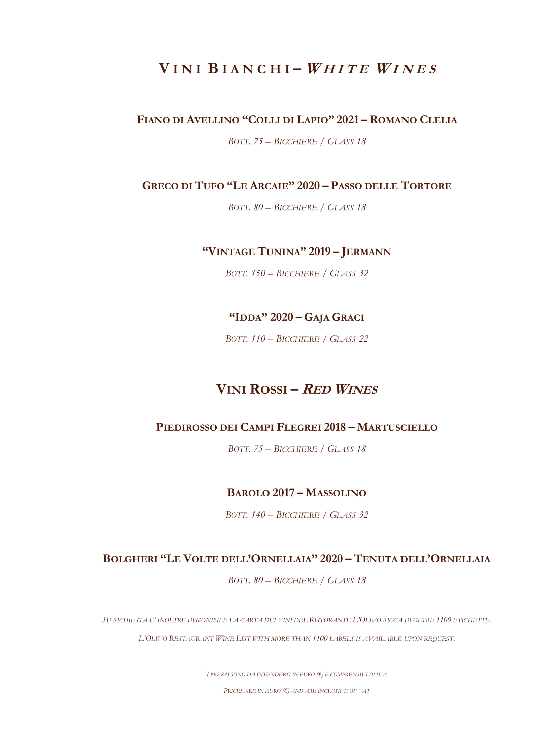# Vini Bianchi – *White Wines*

### Fiano di Avellino "Colli di Lapio" 2021 – Romano Clelia

*Bott. 75 – Bicchiere / Glass 18*

### Greco di Tufo "Le Arcaie" 2020 – Passo delle Tortore

*Bott. 80 – Bicchiere / Glass 18*

### "Vintage Tunina" 2019 – Jermann

*Bott. 150 – Bicchiere / Glass 32*

### "Idda" 2020 – Gaja Graci

*Bott. 110 – Bicchiere / Glass 22*

# Vini Rossi – *Red Wines*

### Piedirosso dei Campi Flegrei 2018 – Martusciello

*Bott. 75 – Bicchiere / Glass 18*

### Barolo 2017 – Massolino

*Bott. 140 – Bicchiere / Glass 32*

### Bolgheri "Le Volte dell'Ornellaia" 2020 – Tenuta dell'Ornellaia

*Bott. 80 – Bicchiere / Glass 18*

*Su richiesta e' inoltre disponibile la carta dei vini del Ristorante L'Olivo ricca di oltre 1100 etichette.*

*L'Olivo Restaurant Wine List with more than 1100 labels is available upon request.*

*I prezzi sono da intendersi in euro (€) e comprensivi di IVA*

*Prices are in euro (€) and are inclusive of VAT*